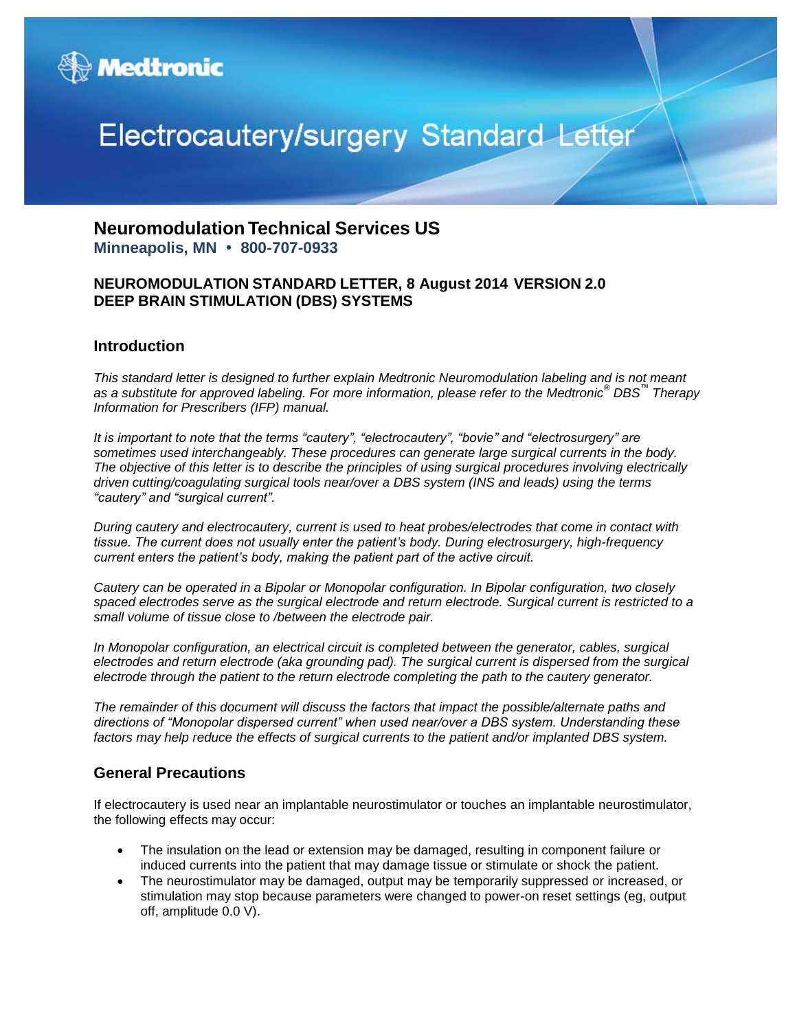Medtronic

# Electrocautery/surgery Standard Letter

## Neuromodulation Technical Services US

**Minneapolis, MN • 800-707-0933**

**NEUROMODULATION STANDARD LETTER, 8 August 2014 VERSION 2.0**
**DEEP BRAIN STIMULATION (DBS) SYSTEMS**

### Introduction

*This standard letter is designed to further explain Medtronic Neuromodulation labeling and is not meant as a substitute for approved labeling. For more information, please refer to the Medtronic® DBS™ Therapy Information for Prescribers (IFP) manual.*

*It is important to note that the terms "cautery", "electrocautery", "bovie" and "electrosurgery" are sometimes used interchangeably. These procedures can generate large surgical currents in the body. The objective of this letter is to describe the principles of using surgical procedures involving electrically driven cutting/coagulating surgical tools near/over a DBS system (INS and leads) using the terms "cautery" and "surgical current".*

*During cautery and electrocautery, current is used to heat probes/electrodes that come in contact with tissue. The current does not usually enter the patient's body. During electrosurgery, high-frequency current enters the patient's body, making the patient part of the active circuit.*

*Cautery can be operated in a Bipolar or Monopolar configuration. In Bipolar configuration, two closely spaced electrodes serve as the surgical electrode and return electrode. Surgical current is restricted to a small volume of tissue close to /between the electrode pair.*

*In Monopolar configuration, an electrical circuit is completed between the generator, cables, surgical electrodes and return electrode (aka grounding pad). The surgical current is dispersed from the surgical electrode through the patient to the return electrode completing the path to the cautery generator.*

*The remainder of this document will discuss the factors that impact the possible/alternate paths and directions of "Monopolar dispersed current" when used near/over a DBS system. Understanding these factors may help reduce the effects of surgical currents to the patient and/or implanted DBS system.*

### General Precautions

If electrocautery is used near an implantable neurostimulator or touches an implantable neurostimulator, the following effects may occur:

- The insulation on the lead or extension may be damaged, resulting in component failure or induced currents into the patient that may damage tissue or stimulate or shock the patient.
- The neurostimulator may be damaged, output may be temporarily suppressed or increased, or stimulation may stop because parameters were changed to power-on reset settings (eg, output off, amplitude 0.0 V).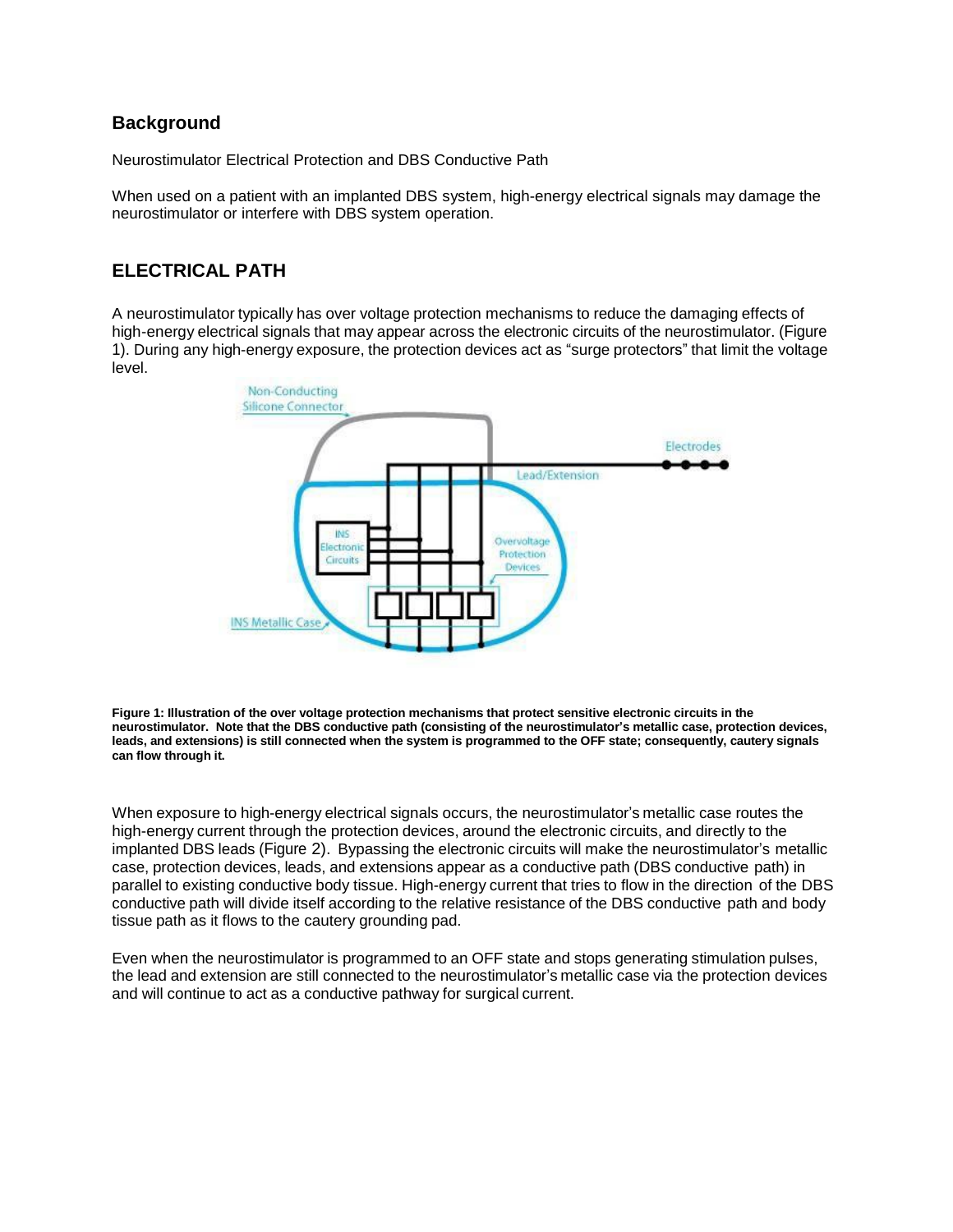## Background

Neurostimulator Electrical Protection and DBS Conductive Path

When used on a patient with an implanted DBS system, high-energy electrical signals may damage the neurostimulator or interfere with DBS system operation.

## ELECTRICAL PATH

A neurostimulator typically has over voltage protection mechanisms to reduce the damaging effects of high-energy electrical signals that may appear across the electronic circuits of the neurostimulator. (Figure 1). During any high-energy exposure, the protection devices act as "surge protectors" that limit the voltage level.

**Figure 1: Illustration of the over voltage protection mechanisms that protect sensitive electronic circuits in the neurostimulator. Note that the DBS conductive path (consisting of the neurostimulator's metallic case, protection devices, leads, and extensions) is still connected when the system is programmed to the OFF state; consequently, cautery signals can flow through it.**

When exposure to high-energy electrical signals occurs, the neurostimulator's metallic case routes the high-energy current through the protection devices, around the electronic circuits, and directly to the implanted DBS leads (Figure 2). Bypassing the electronic circuits will make the neurostimulator's metallic case, protection devices, leads, and extensions appear as a conductive path (DBS conductive path) in parallel to existing conductive body tissue. High-energy current that tries to flow in the direction of the DBS conductive path will divide itself according to the relative resistance of the DBS conductive path and body tissue path as it flows to the cautery grounding pad.

Even when the neurostimulator is programmed to an OFF state and stops generating stimulation pulses, the lead and extension are still connected to the neurostimulator's metallic case via the protection devices and will continue to act as a conductive pathway for surgical current.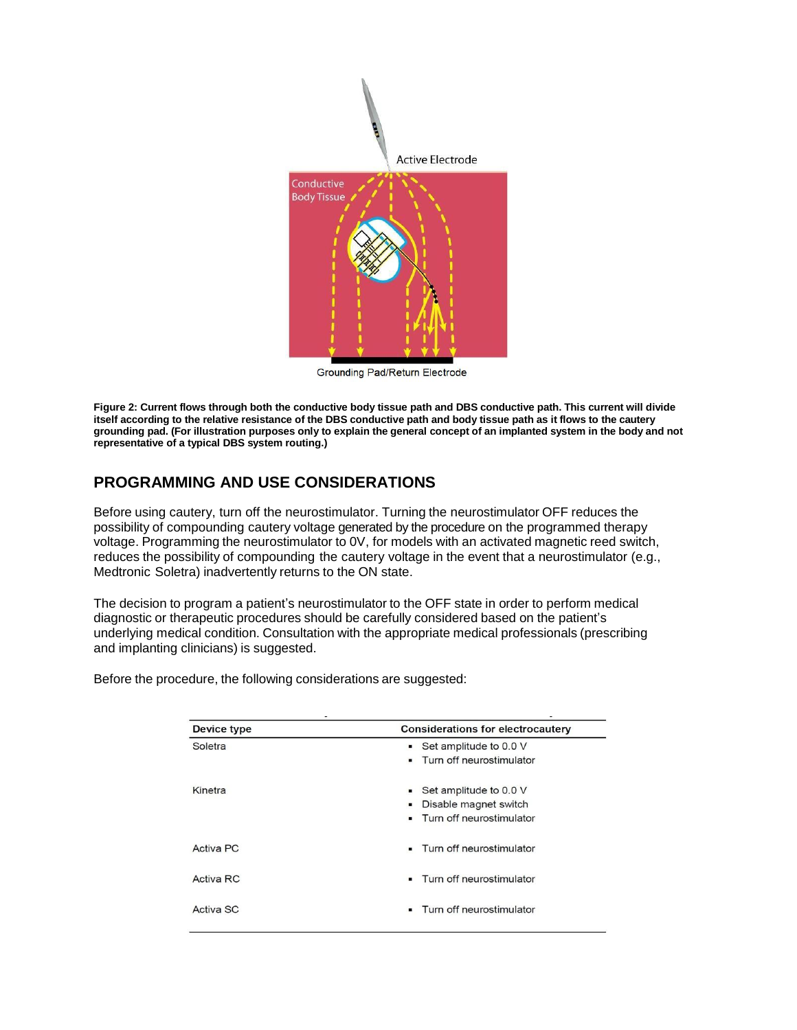**Figure 2: Current flows through both the conductive body tissue path and DBS conductive path. This current will divide itself according to the relative resistance of the DBS conductive path and body tissue path as it flows to the cautery grounding pad. (For illustration purposes only to explain the general concept of an implanted system in the body and not representative of a typical DBS system routing.)**

## PROGRAMMING AND USE CONSIDERATIONS

Before using cautery, turn off the neurostimulator. Turning the neurostimulator OFF reduces the possibility of compounding cautery voltage generated by the procedure on the programmed therapy voltage. Programming the neurostimulator to 0V, for models with an activated magnetic reed switch, reduces the possibility of compounding the cautery voltage in the event that a neurostimulator (e.g., Medtronic Soletra) inadvertently returns to the ON state.

The decision to program a patient's neurostimulator to the OFF state in order to perform medical diagnostic or therapeutic procedures should be carefully considered based on the patient's underlying medical condition. Consultation with the appropriate medical professionals (prescribing and implanting clinicians) is suggested.

Before the procedure, the following considerations are suggested:

| Device type | Considerations for electrocautery |
| --- | --- |
| Soletra | ▪ Set amplitude to 0.0 V<br>▪ Turn off neurostimulator |
| Kinetra | ▪ Set amplitude to 0.0 V<br>▪ Disable magnet switch<br>▪ Turn off neurostimulator |
| Activa PC | ▪ Turn off neurostimulator |
| Activa RC | ▪ Turn off neurostimulator |
| Activa SC | ▪ Turn off neurostimulator |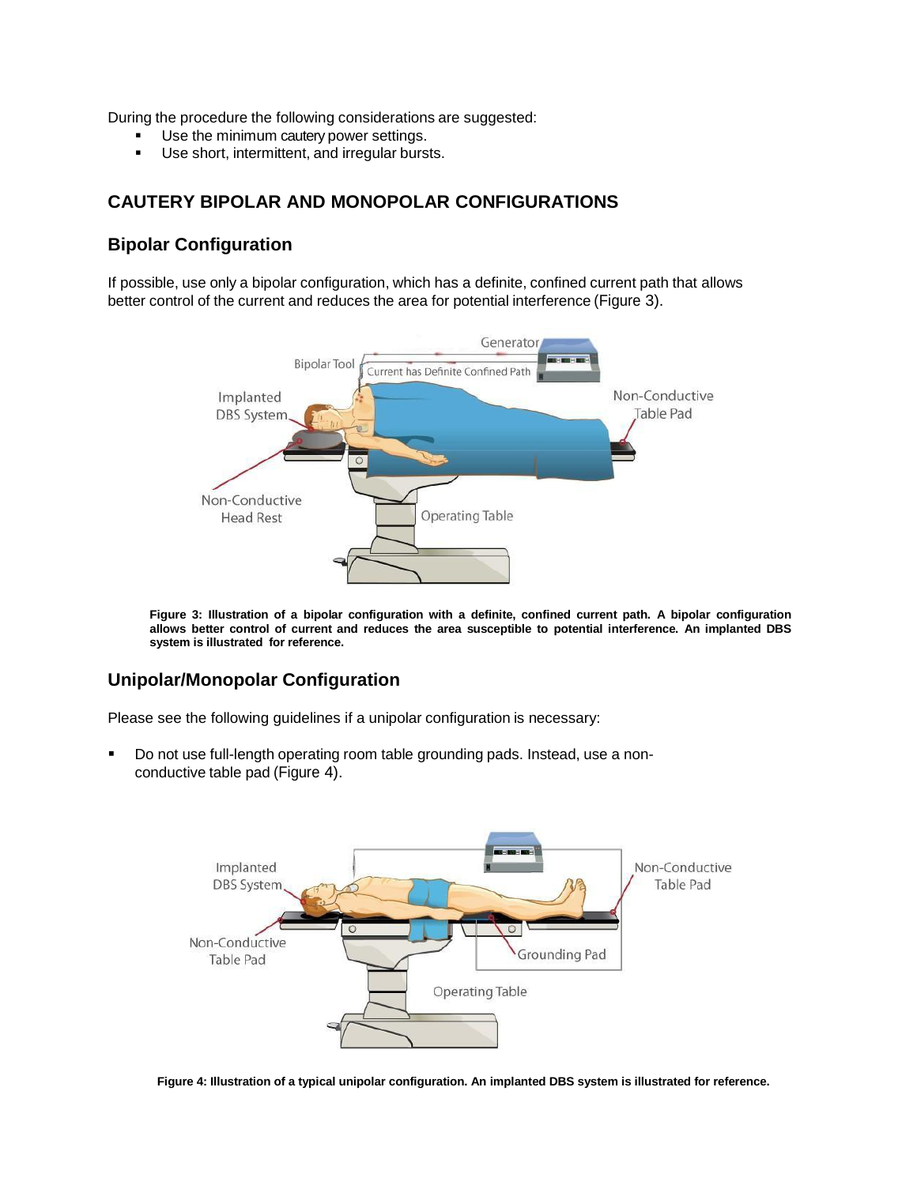During the procedure the following considerations are suggested:

- Use the minimum cautery power settings.
- Use short, intermittent, and irregular bursts.

## CAUTERY BIPOLAR AND MONOPOLAR CONFIGURATIONS

### Bipolar Configuration

If possible, use only a bipolar configuration, which has a definite, confined current path that allows better control of the current and reduces the area for potential interference (Figure 3).

**Figure 3: Illustration of a bipolar configuration with a definite, confined current path. A bipolar configuration allows better control of current and reduces the area susceptible to potential interference. An implanted DBS system is illustrated for reference.**

### Unipolar/Monopolar Configuration

Please see the following guidelines if a unipolar configuration is necessary:

- Do not use full-length operating room table grounding pads. Instead, use a non-conductive table pad (Figure 4).

**Figure 4: Illustration of a typical unipolar configuration. An implanted DBS system is illustrated for reference.**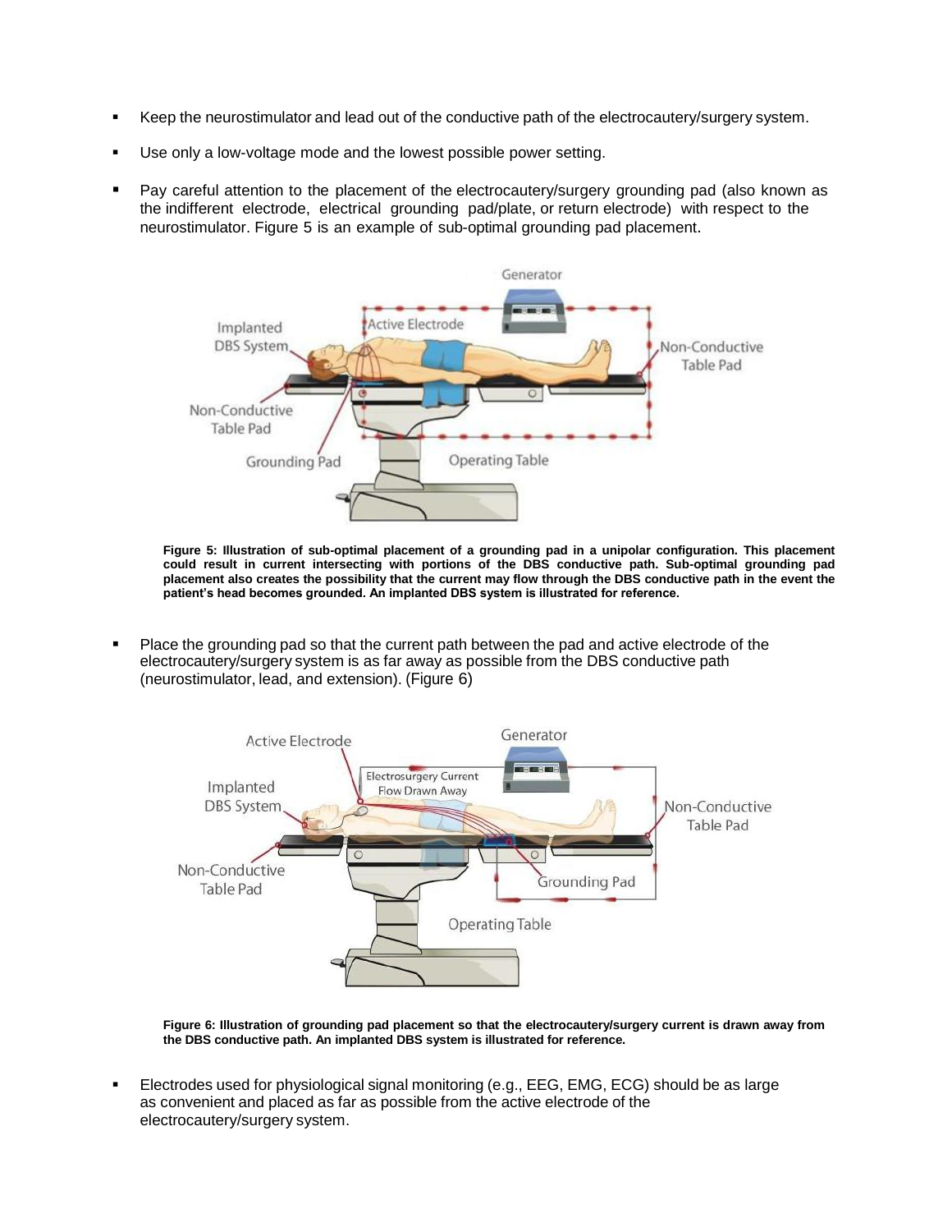- Keep the neurostimulator and lead out of the conductive path of the electrocautery/surgery system.
- Use only a low-voltage mode and the lowest possible power setting.
- Pay careful attention to the placement of the electrocautery/surgery grounding pad (also known as the indifferent electrode, electrical grounding pad/plate, or return electrode) with respect to the neurostimulator. Figure 5 is an example of sub-optimal grounding pad placement.

**Figure 5: Illustration of sub-optimal placement of a grounding pad in a unipolar configuration. This placement could result in current intersecting with portions of the DBS conductive path. Sub-optimal grounding pad placement also creates the possibility that the current may flow through the DBS conductive path in the event the patient's head becomes grounded. An implanted DBS system is illustrated for reference.**

- Place the grounding pad so that the current path between the pad and active electrode of the electrocautery/surgery system is as far away as possible from the DBS conductive path (neurostimulator, lead, and extension). (Figure 6)

**Figure 6: Illustration of grounding pad placement so that the electrocautery/surgery current is drawn away from the DBS conductive path. An implanted DBS system is illustrated for reference.**

- Electrodes used for physiological signal monitoring (e.g., EEG, EMG, ECG) should be as large as convenient and placed as far as possible from the active electrode of the electrocautery/surgery system.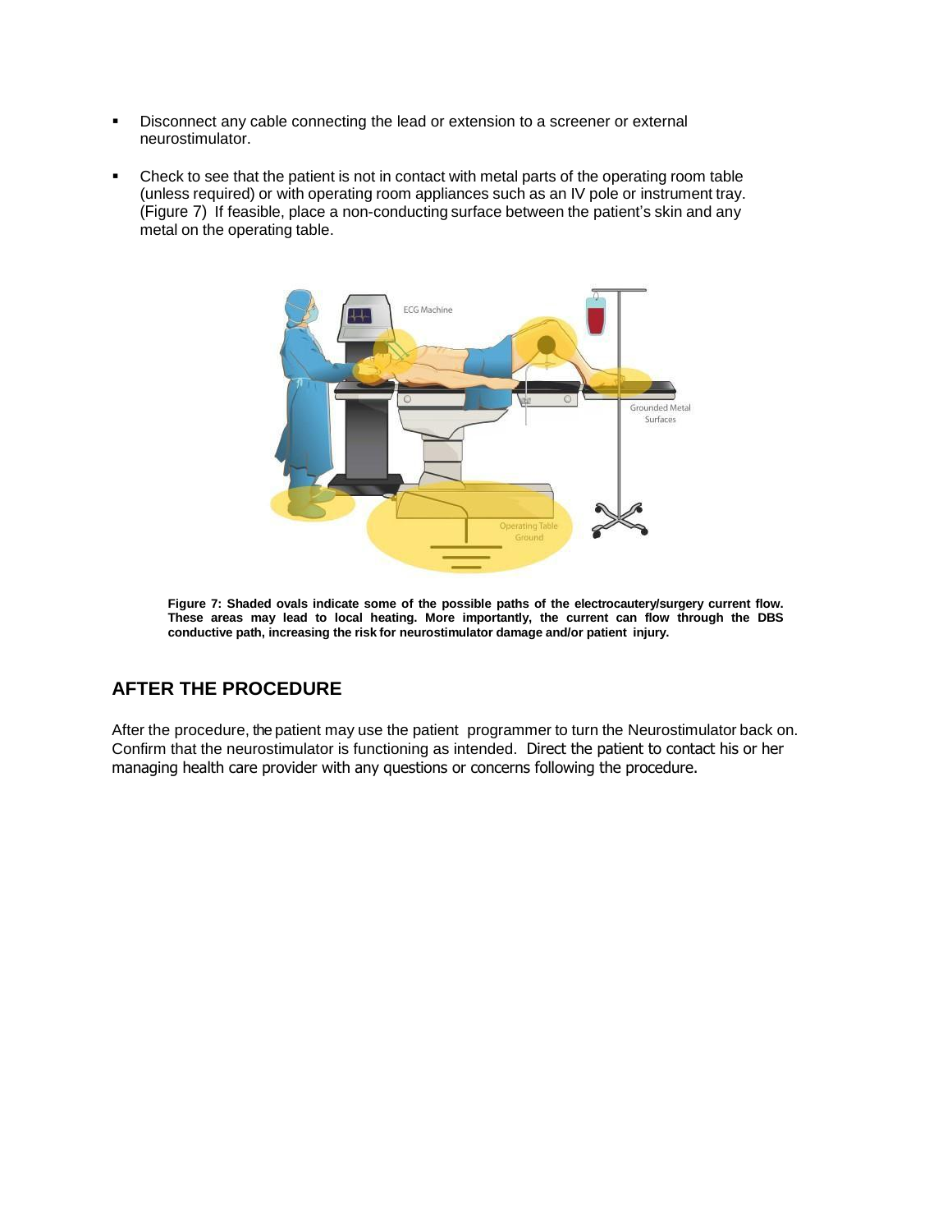- Disconnect any cable connecting the lead or extension to a screener or external neurostimulator.
- Check to see that the patient is not in contact with metal parts of the operating room table (unless required) or with operating room appliances such as an IV pole or instrument tray. (Figure 7) If feasible, place a non-conducting surface between the patient's skin and any metal on the operating table.

**Figure 7: Shaded ovals indicate some of the possible paths of the electrocautery/surgery current flow. These areas may lead to local heating. More importantly, the current can flow through the DBS conductive path, increasing the risk for neurostimulator damage and/or patient injury.**

## AFTER THE PROCEDURE

After the procedure, the patient may use the patient programmer to turn the Neurostimulator back on. Confirm that the neurostimulator is functioning as intended. Direct the patient to contact his or her managing health care provider with any questions or concerns following the procedure.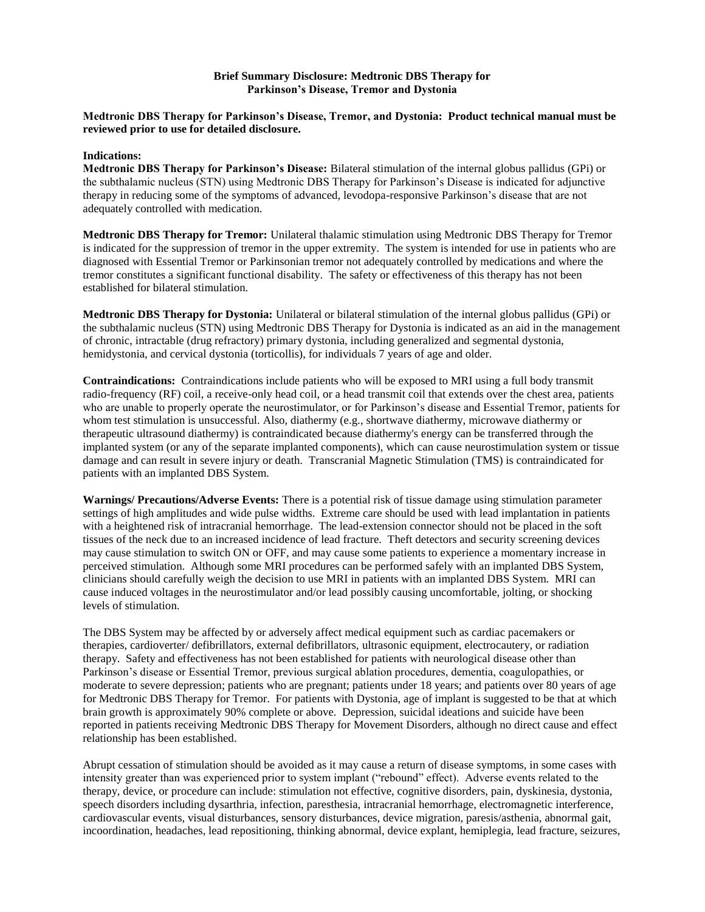**Brief Summary Disclosure: Medtronic DBS Therapy for Parkinson's Disease, Tremor and Dystonia**

**Medtronic DBS Therapy for Parkinson's Disease, Tremor, and Dystonia: Product technical manual must be reviewed prior to use for detailed disclosure.**

**Indications:**
**Medtronic DBS Therapy for Parkinson's Disease:** Bilateral stimulation of the internal globus pallidus (GPi) or the subthalamic nucleus (STN) using Medtronic DBS Therapy for Parkinson's Disease is indicated for adjunctive therapy in reducing some of the symptoms of advanced, levodopa-responsive Parkinson's disease that are not adequately controlled with medication.

**Medtronic DBS Therapy for Tremor:** Unilateral thalamic stimulation using Medtronic DBS Therapy for Tremor is indicated for the suppression of tremor in the upper extremity. The system is intended for use in patients who are diagnosed with Essential Tremor or Parkinsonian tremor not adequately controlled by medications and where the tremor constitutes a significant functional disability. The safety or effectiveness of this therapy has not been established for bilateral stimulation.

**Medtronic DBS Therapy for Dystonia:** Unilateral or bilateral stimulation of the internal globus pallidus (GPi) or the subthalamic nucleus (STN) using Medtronic DBS Therapy for Dystonia is indicated as an aid in the management of chronic, intractable (drug refractory) primary dystonia, including generalized and segmental dystonia, hemidystonia, and cervical dystonia (torticollis), for individuals 7 years of age and older.

**Contraindications:** Contraindications include patients who will be exposed to MRI using a full body transmit radio-frequency (RF) coil, a receive-only head coil, or a head transmit coil that extends over the chest area, patients who are unable to properly operate the neurostimulator, or for Parkinson's disease and Essential Tremor, patients for whom test stimulation is unsuccessful. Also, diathermy (e.g., shortwave diathermy, microwave diathermy or therapeutic ultrasound diathermy) is contraindicated because diathermy's energy can be transferred through the implanted system (or any of the separate implanted components), which can cause neurostimulation system or tissue damage and can result in severe injury or death. Transcranial Magnetic Stimulation (TMS) is contraindicated for patients with an implanted DBS System.

**Warnings/ Precautions/Adverse Events:** There is a potential risk of tissue damage using stimulation parameter settings of high amplitudes and wide pulse widths. Extreme care should be used with lead implantation in patients with a heightened risk of intracranial hemorrhage. The lead-extension connector should not be placed in the soft tissues of the neck due to an increased incidence of lead fracture. Theft detectors and security screening devices may cause stimulation to switch ON or OFF, and may cause some patients to experience a momentary increase in perceived stimulation. Although some MRI procedures can be performed safely with an implanted DBS System, clinicians should carefully weigh the decision to use MRI in patients with an implanted DBS System. MRI can cause induced voltages in the neurostimulator and/or lead possibly causing uncomfortable, jolting, or shocking levels of stimulation.

The DBS System may be affected by or adversely affect medical equipment such as cardiac pacemakers or therapies, cardioverter/ defibrillators, external defibrillators, ultrasonic equipment, electrocautery, or radiation therapy. Safety and effectiveness has not been established for patients with neurological disease other than Parkinson's disease or Essential Tremor, previous surgical ablation procedures, dementia, coagulopathies, or moderate to severe depression; patients who are pregnant; patients under 18 years; and patients over 80 years of age for Medtronic DBS Therapy for Tremor. For patients with Dystonia, age of implant is suggested to be that at which brain growth is approximately 90% complete or above. Depression, suicidal ideations and suicide have been reported in patients receiving Medtronic DBS Therapy for Movement Disorders, although no direct cause and effect relationship has been established.

Abrupt cessation of stimulation should be avoided as it may cause a return of disease symptoms, in some cases with intensity greater than was experienced prior to system implant ("rebound" effect). Adverse events related to the therapy, device, or procedure can include: stimulation not effective, cognitive disorders, pain, dyskinesia, dystonia, speech disorders including dysarthria, infection, paresthesia, intracranial hemorrhage, electromagnetic interference, cardiovascular events, visual disturbances, sensory disturbances, device migration, paresis/asthenia, abnormal gait, incoordination, headaches, lead repositioning, thinking abnormal, device explant, hemiplegia, lead fracture, seizures,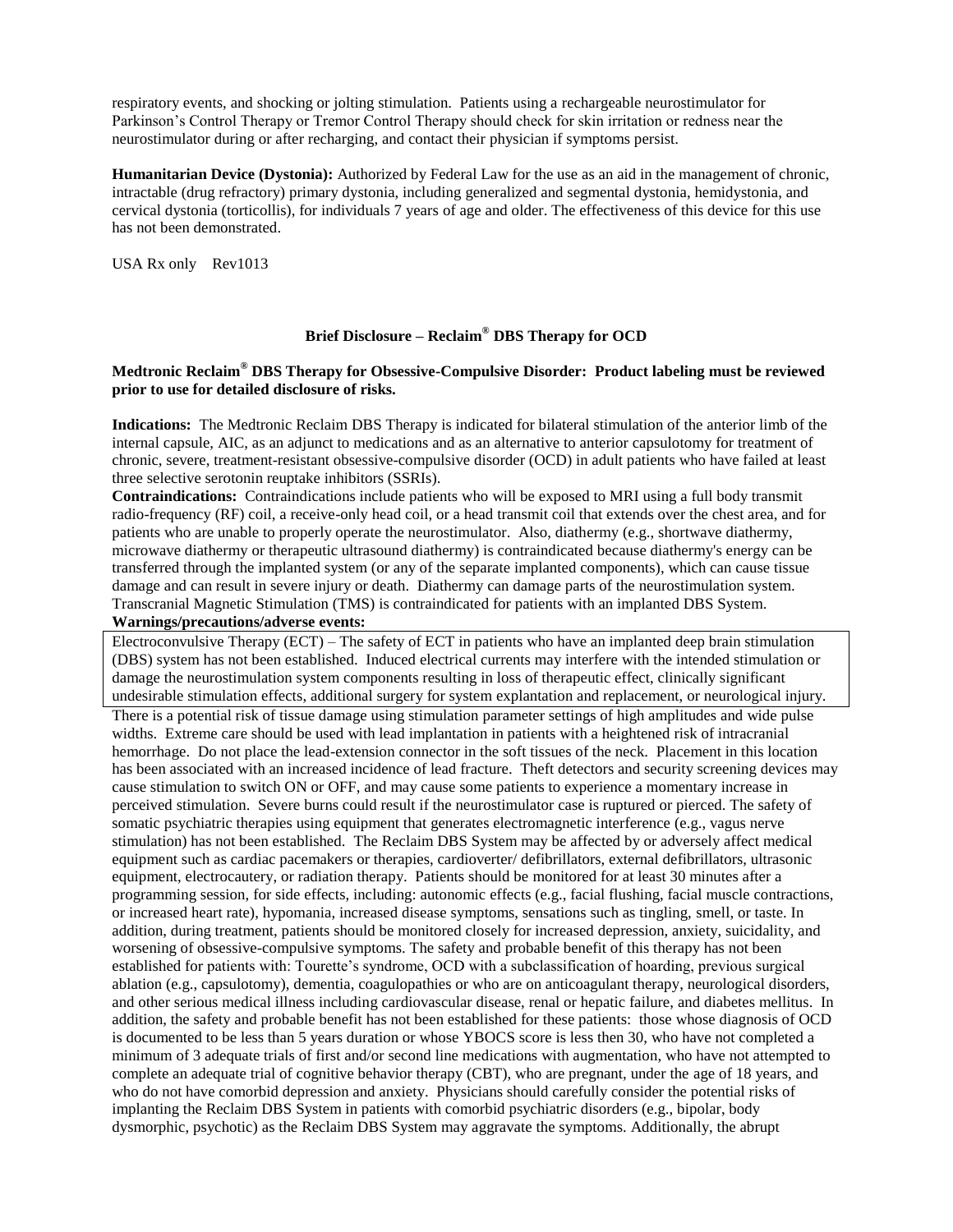respiratory events, and shocking or jolting stimulation. Patients using a rechargeable neurostimulator for Parkinson's Control Therapy or Tremor Control Therapy should check for skin irritation or redness near the neurostimulator during or after recharging, and contact their physician if symptoms persist.

**Humanitarian Device (Dystonia):** Authorized by Federal Law for the use as an aid in the management of chronic, intractable (drug refractory) primary dystonia, including generalized and segmental dystonia, hemidystonia, and cervical dystonia (torticollis), for individuals 7 years of age and older. The effectiveness of this device for this use has not been demonstrated.

USA Rx only Rev1013

## Brief Disclosure – Reclaim® DBS Therapy for OCD

**Medtronic Reclaim® DBS Therapy for Obsessive-Compulsive Disorder: Product labeling must be reviewed prior to use for detailed disclosure of risks.**

**Indications:** The Medtronic Reclaim DBS Therapy is indicated for bilateral stimulation of the anterior limb of the internal capsule, AIC, as an adjunct to medications and as an alternative to anterior capsulotomy for treatment of chronic, severe, treatment-resistant obsessive-compulsive disorder (OCD) in adult patients who have failed at least three selective serotonin reuptake inhibitors (SSRIs).

**Contraindications:** Contraindications include patients who will be exposed to MRI using a full body transmit radio-frequency (RF) coil, a receive-only head coil, or a head transmit coil that extends over the chest area, and for patients who are unable to properly operate the neurostimulator. Also, diathermy (e.g., shortwave diathermy, microwave diathermy or therapeutic ultrasound diathermy) is contraindicated because diathermy's energy can be transferred through the implanted system (or any of the separate implanted components), which can cause tissue damage and can result in severe injury or death. Diathermy can damage parts of the neurostimulation system. Transcranial Magnetic Stimulation (TMS) is contraindicated for patients with an implanted DBS System.

**Warnings/precautions/adverse events:**

Electroconvulsive Therapy (ECT) – The safety of ECT in patients who have an implanted deep brain stimulation (DBS) system has not been established. Induced electrical currents may interfere with the intended stimulation or damage the neurostimulation system components resulting in loss of therapeutic effect, clinically significant undesirable stimulation effects, additional surgery for system explantation and replacement, or neurological injury.

There is a potential risk of tissue damage using stimulation parameter settings of high amplitudes and wide pulse widths. Extreme care should be used with lead implantation in patients with a heightened risk of intracranial hemorrhage. Do not place the lead-extension connector in the soft tissues of the neck. Placement in this location has been associated with an increased incidence of lead fracture. Theft detectors and security screening devices may cause stimulation to switch ON or OFF, and may cause some patients to experience a momentary increase in perceived stimulation. Severe burns could result if the neurostimulator case is ruptured or pierced. The safety of somatic psychiatric therapies using equipment that generates electromagnetic interference (e.g., vagus nerve stimulation) has not been established. The Reclaim DBS System may be affected by or adversely affect medical equipment such as cardiac pacemakers or therapies, cardioverter/ defibrillators, external defibrillators, ultrasonic equipment, electrocautery, or radiation therapy. Patients should be monitored for at least 30 minutes after a programming session, for side effects, including: autonomic effects (e.g., facial flushing, facial muscle contractions, or increased heart rate), hypomania, increased disease symptoms, sensations such as tingling, smell, or taste. In addition, during treatment, patients should be monitored closely for increased depression, anxiety, suicidality, and worsening of obsessive-compulsive symptoms. The safety and probable benefit of this therapy has not been established for patients with: Tourette's syndrome, OCD with a subclassification of hoarding, previous surgical ablation (e.g., capsulotomy), dementia, coagulopathies or who are on anticoagulant therapy, neurological disorders, and other serious medical illness including cardiovascular disease, renal or hepatic failure, and diabetes mellitus. In addition, the safety and probable benefit has not been established for these patients: those whose diagnosis of OCD is documented to be less than 5 years duration or whose YBOCS score is less then 30, who have not completed a minimum of 3 adequate trials of first and/or second line medications with augmentation, who have not attempted to complete an adequate trial of cognitive behavior therapy (CBT), who are pregnant, under the age of 18 years, and who do not have comorbid depression and anxiety. Physicians should carefully consider the potential risks of implanting the Reclaim DBS System in patients with comorbid psychiatric disorders (e.g., bipolar, body dysmorphic, psychotic) as the Reclaim DBS System may aggravate the symptoms. Additionally, the abrupt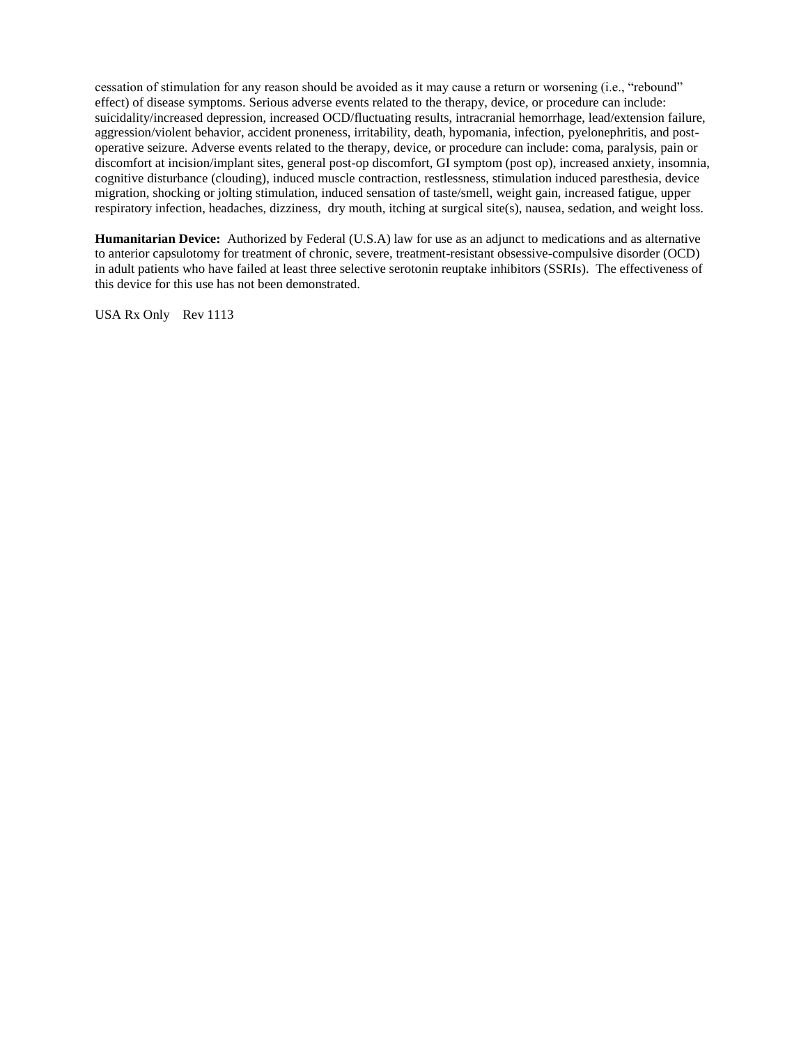cessation of stimulation for any reason should be avoided as it may cause a return or worsening (i.e., "rebound" effect) of disease symptoms. Serious adverse events related to the therapy, device, or procedure can include: suicidality/increased depression, increased OCD/fluctuating results, intracranial hemorrhage, lead/extension failure, aggression/violent behavior, accident proneness, irritability, death, hypomania, infection, pyelonephritis, and post-operative seizure. Adverse events related to the therapy, device, or procedure can include: coma, paralysis, pain or discomfort at incision/implant sites, general post-op discomfort, GI symptom (post op), increased anxiety, insomnia, cognitive disturbance (clouding), induced muscle contraction, restlessness, stimulation induced paresthesia, device migration, shocking or jolting stimulation, induced sensation of taste/smell, weight gain, increased fatigue, upper respiratory infection, headaches, dizziness, dry mouth, itching at surgical site(s), nausea, sedation, and weight loss.

**Humanitarian Device:** Authorized by Federal (U.S.A) law for use as an adjunct to medications and as alternative to anterior capsulotomy for treatment of chronic, severe, treatment-resistant obsessive-compulsive disorder (OCD) in adult patients who have failed at least three selective serotonin reuptake inhibitors (SSRIs). The effectiveness of this device for this use has not been demonstrated.

USA Rx Only Rev 1113